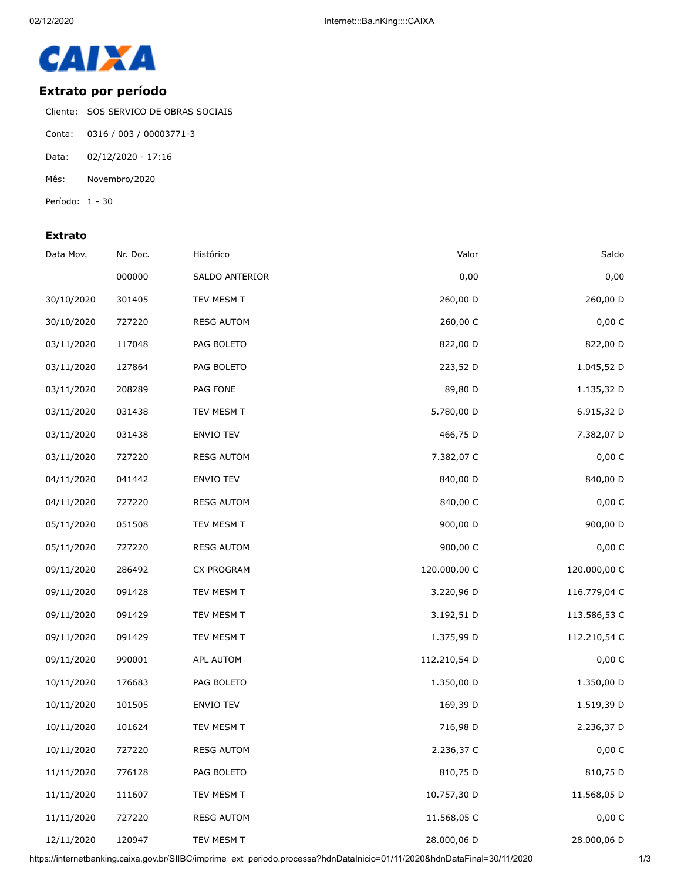CAIXA

## Extrato por período

Cliente: SOS SERVICO DE OBRAS SOCIAIS

Conta: 0316 / 003 / 00003771-3

Data: 02/12/2020 - 17:16

Mês: Novembro/2020

Período: 1 - 30

### Extrato

| Data Mov. | Nr. Doc. | Histórico | Valor | Saldo |
|---|---|---|---|---|
| | 000000 | SALDO ANTERIOR | 0,00 | 0,00 |
| 30/10/2020 | 301405 | TEV MESM T | 260,00 D | 260,00 D |
| 30/10/2020 | 727220 | RESG AUTOM | 260,00 C | 0,00 C |
| 03/11/2020 | 117048 | PAG BOLETO | 822,00 D | 822,00 D |
| 03/11/2020 | 127864 | PAG BOLETO | 223,52 D | 1.045,52 D |
| 03/11/2020 | 208289 | PAG FONE | 89,80 D | 1.135,32 D |
| 03/11/2020 | 031438 | TEV MESM T | 5.780,00 D | 6.915,32 D |
| 03/11/2020 | 031438 | ENVIO TEV | 466,75 D | 7.382,07 D |
| 03/11/2020 | 727220 | RESG AUTOM | 7.382,07 C | 0,00 C |
| 04/11/2020 | 041442 | ENVIO TEV | 840,00 D | 840,00 D |
| 04/11/2020 | 727220 | RESG AUTOM | 840,00 C | 0,00 C |
| 05/11/2020 | 051508 | TEV MESM T | 900,00 D | 900,00 D |
| 05/11/2020 | 727220 | RESG AUTOM | 900,00 C | 0,00 C |
| 09/11/2020 | 286492 | CX PROGRAM | 120.000,00 C | 120.000,00 C |
| 09/11/2020 | 091428 | TEV MESM T | 3.220,96 D | 116.779,04 C |
| 09/11/2020 | 091429 | TEV MESM T | 3.192,51 D | 113.586,53 C |
| 09/11/2020 | 091429 | TEV MESM T | 1.375,99 D | 112.210,54 C |
| 09/11/2020 | 990001 | APL AUTOM | 112.210,54 D | 0,00 C |
| 10/11/2020 | 176683 | PAG BOLETO | 1.350,00 D | 1.350,00 D |
| 10/11/2020 | 101505 | ENVIO TEV | 169,39 D | 1.519,39 D |
| 10/11/2020 | 101624 | TEV MESM T | 716,98 D | 2.236,37 D |
| 10/11/2020 | 727220 | RESG AUTOM | 2.236,37 C | 0,00 C |
| 11/11/2020 | 776128 | PAG BOLETO | 810,75 D | 810,75 D |
| 11/11/2020 | 111607 | TEV MESM T | 10.757,30 D | 11.568,05 D |
| 11/11/2020 | 727220 | RESG AUTOM | 11.568,05 C | 0,00 C |
| 12/11/2020 | 120947 | TEV MESM T | 28.000,06 D | 28.000,06 D |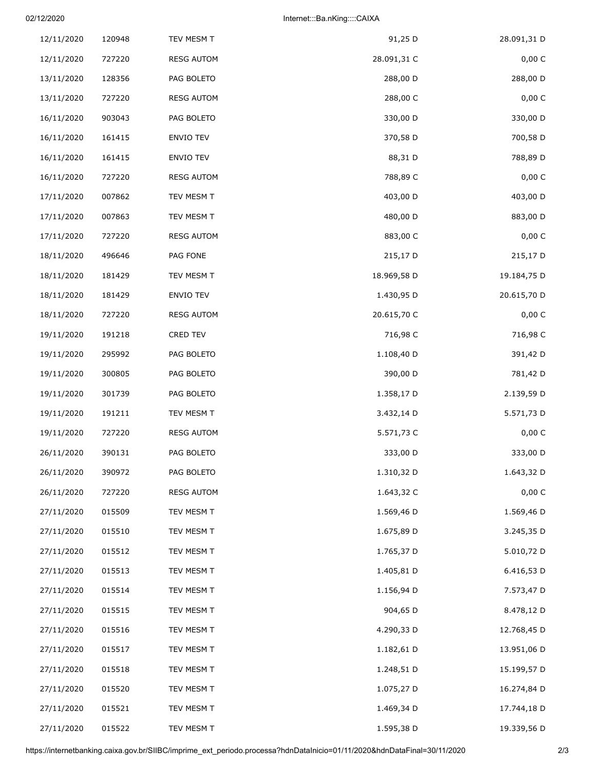| | | | | |
|---|---|---|---|---|
| 12/11/2020 | 120948 | TEV MESM T | 91,25 D | 28.091,31 D |
| 12/11/2020 | 727220 | RESG AUTOM | 28.091,31 C | 0,00 C |
| 13/11/2020 | 128356 | PAG BOLETO | 288,00 D | 288,00 D |
| 13/11/2020 | 727220 | RESG AUTOM | 288,00 C | 0,00 C |
| 16/11/2020 | 903043 | PAG BOLETO | 330,00 D | 330,00 D |
| 16/11/2020 | 161415 | ENVIO TEV | 370,58 D | 700,58 D |
| 16/11/2020 | 161415 | ENVIO TEV | 88,31 D | 788,89 D |
| 16/11/2020 | 727220 | RESG AUTOM | 788,89 C | 0,00 C |
| 17/11/2020 | 007862 | TEV MESM T | 403,00 D | 403,00 D |
| 17/11/2020 | 007863 | TEV MESM T | 480,00 D | 883,00 D |
| 17/11/2020 | 727220 | RESG AUTOM | 883,00 C | 0,00 C |
| 18/11/2020 | 496646 | PAG FONE | 215,17 D | 215,17 D |
| 18/11/2020 | 181429 | TEV MESM T | 18.969,58 D | 19.184,75 D |
| 18/11/2020 | 181429 | ENVIO TEV | 1.430,95 D | 20.615,70 D |
| 18/11/2020 | 727220 | RESG AUTOM | 20.615,70 C | 0,00 C |
| 19/11/2020 | 191218 | CRED TEV | 716,98 C | 716,98 C |
| 19/11/2020 | 295992 | PAG BOLETO | 1.108,40 D | 391,42 D |
| 19/11/2020 | 300805 | PAG BOLETO | 390,00 D | 781,42 D |
| 19/11/2020 | 301739 | PAG BOLETO | 1.358,17 D | 2.139,59 D |
| 19/11/2020 | 191211 | TEV MESM T | 3.432,14 D | 5.571,73 D |
| 19/11/2020 | 727220 | RESG AUTOM | 5.571,73 C | 0,00 C |
| 26/11/2020 | 390131 | PAG BOLETO | 333,00 D | 333,00 D |
| 26/11/2020 | 390972 | PAG BOLETO | 1.310,32 D | 1.643,32 D |
| 26/11/2020 | 727220 | RESG AUTOM | 1.643,32 C | 0,00 C |
| 27/11/2020 | 015509 | TEV MESM T | 1.569,46 D | 1.569,46 D |
| 27/11/2020 | 015510 | TEV MESM T | 1.675,89 D | 3.245,35 D |
| 27/11/2020 | 015512 | TEV MESM T | 1.765,37 D | 5.010,72 D |
| 27/11/2020 | 015513 | TEV MESM T | 1.405,81 D | 6.416,53 D |
| 27/11/2020 | 015514 | TEV MESM T | 1.156,94 D | 7.573,47 D |
| 27/11/2020 | 015515 | TEV MESM T | 904,65 D | 8.478,12 D |
| 27/11/2020 | 015516 | TEV MESM T | 4.290,33 D | 12.768,45 D |
| 27/11/2020 | 015517 | TEV MESM T | 1.182,61 D | 13.951,06 D |
| 27/11/2020 | 015518 | TEV MESM T | 1.248,51 D | 15.199,57 D |
| 27/11/2020 | 015520 | TEV MESM T | 1.075,27 D | 16.274,84 D |
| 27/11/2020 | 015521 | TEV MESM T | 1.469,34 D | 17.744,18 D |
| 27/11/2020 | 015522 | TEV MESM T | 1.595,38 D | 19.339,56 D |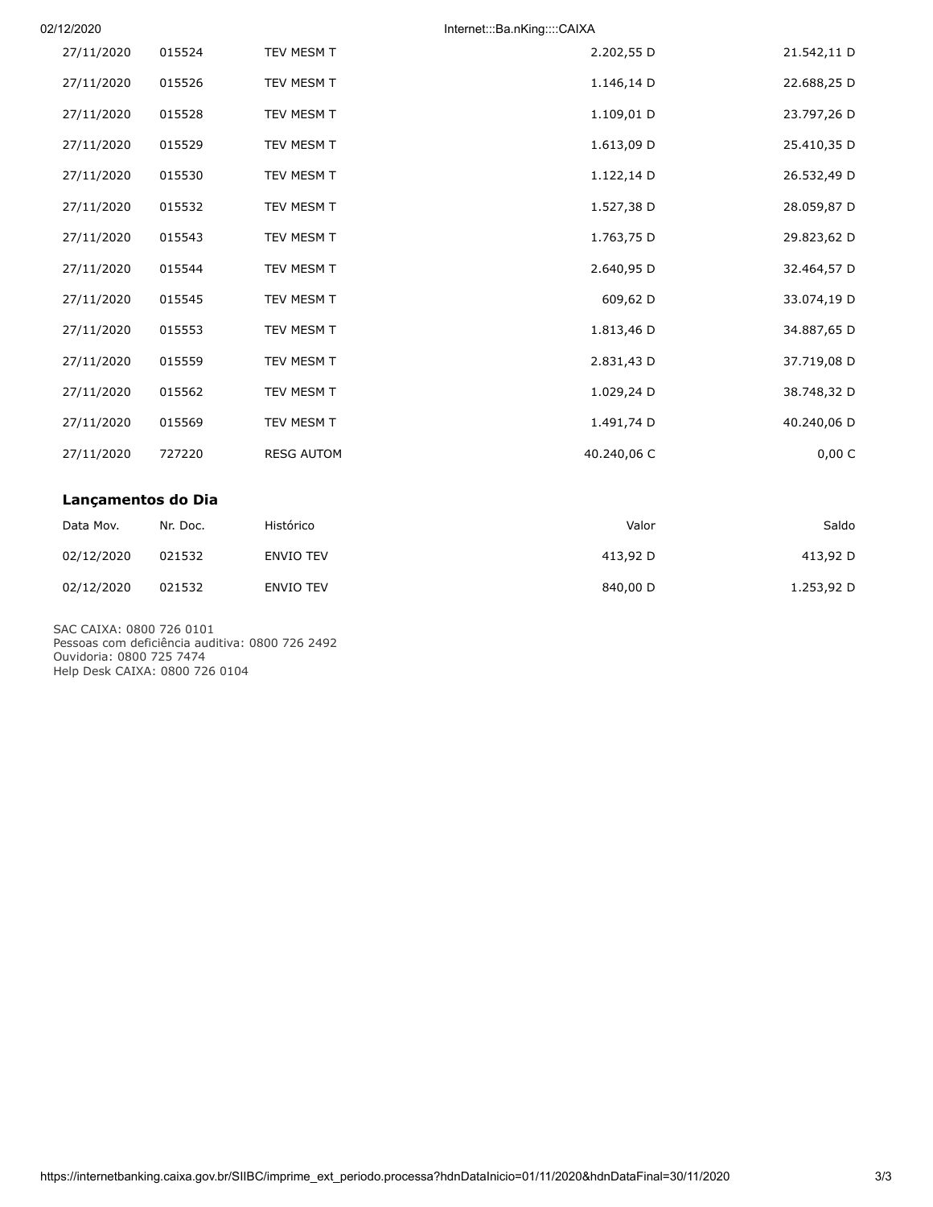| | | | | |
|---|---|---|---|---|
| 27/11/2020 | 015524 | TEV MESM T | 2.202,55 D | 21.542,11 D |
| 27/11/2020 | 015526 | TEV MESM T | 1.146,14 D | 22.688,25 D |
| 27/11/2020 | 015528 | TEV MESM T | 1.109,01 D | 23.797,26 D |
| 27/11/2020 | 015529 | TEV MESM T | 1.613,09 D | 25.410,35 D |
| 27/11/2020 | 015530 | TEV MESM T | 1.122,14 D | 26.532,49 D |
| 27/11/2020 | 015532 | TEV MESM T | 1.527,38 D | 28.059,87 D |
| 27/11/2020 | 015543 | TEV MESM T | 1.763,75 D | 29.823,62 D |
| 27/11/2020 | 015544 | TEV MESM T | 2.640,95 D | 32.464,57 D |
| 27/11/2020 | 015545 | TEV MESM T | 609,62 D | 33.074,19 D |
| 27/11/2020 | 015553 | TEV MESM T | 1.813,46 D | 34.887,65 D |
| 27/11/2020 | 015559 | TEV MESM T | 2.831,43 D | 37.719,08 D |
| 27/11/2020 | 015562 | TEV MESM T | 1.029,24 D | 38.748,32 D |
| 27/11/2020 | 015569 | TEV MESM T | 1.491,74 D | 40.240,06 D |
| 27/11/2020 | 727220 | RESG AUTOM | 40.240,06 C | 0,00 C |

## Lançamentos do Dia

| Data Mov. | Nr. Doc. | Histórico | Valor | Saldo |
|---|---|---|---|---|
| 02/12/2020 | 021532 | ENVIO TEV | 413,92 D | 413,92 D |
| 02/12/2020 | 021532 | ENVIO TEV | 840,00 D | 1.253,92 D |

SAC CAIXA: 0800 726 0101
Pessoas com deficiência auditiva: 0800 726 2492
Ouvidoria: 0800 725 7474
Help Desk CAIXA: 0800 726 0104